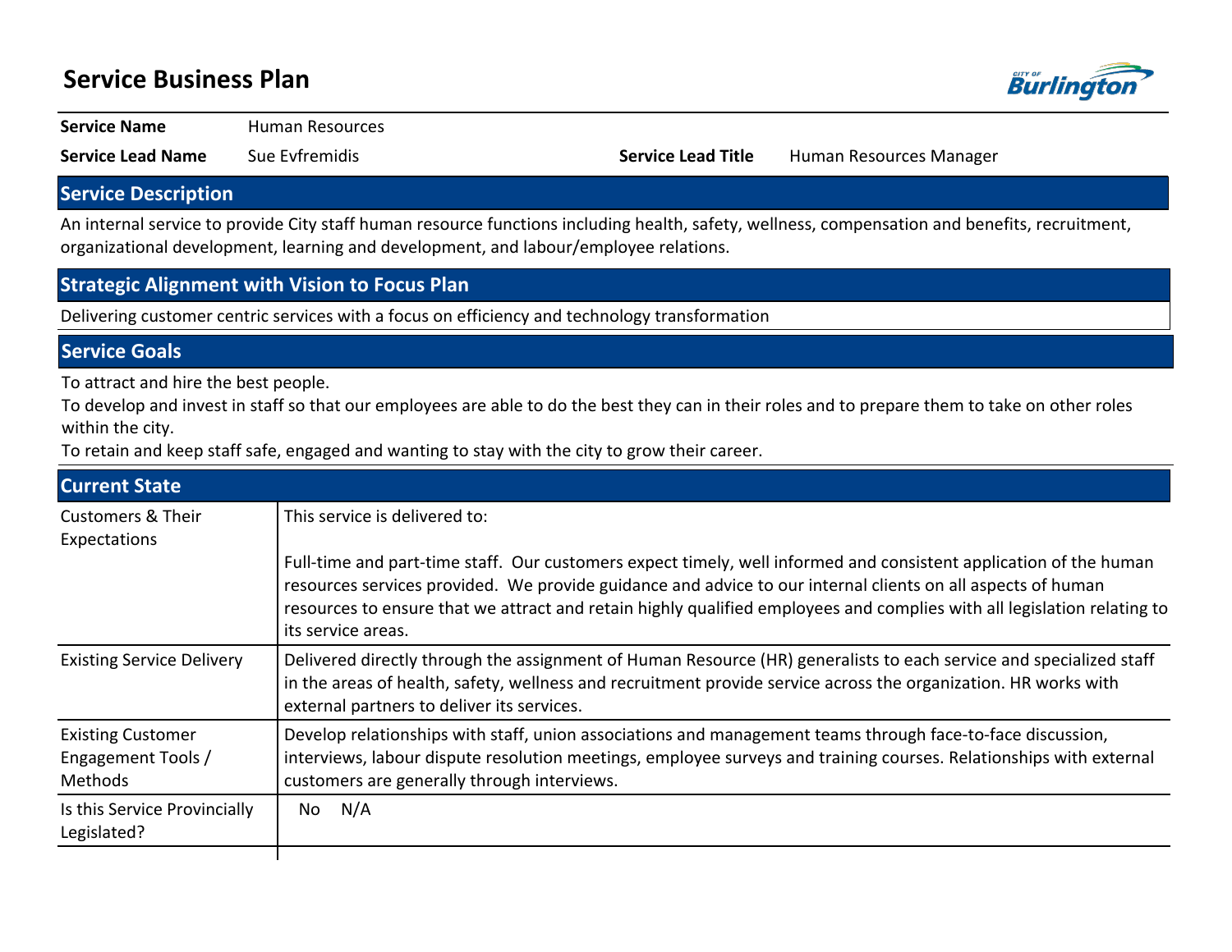# Service Business Plan

| | | | |
|---|---|---|---|
| **Service Name** | Human Resources | | |
| **Service Lead Name** | Sue Evfremidis | **Service Lead Title** | Human Resources Manager |

## Service Description

An internal service to provide City staff human resource functions including health, safety, wellness, compensation and benefits, recruitment, organizational development, learning and development, and labour/employee relations.

## Strategic Alignment with Vision to Focus Plan

Delivering customer centric services with a focus on efficiency and technology transformation

## Service Goals

To attract and hire the best people.
To develop and invest in staff so that our employees are able to do the best they can in their roles and to prepare them to take on other roles within the city.
To retain and keep staff safe, engaged and wanting to stay with the city to grow their career.

## Current State

| | |
|---|---|
| Customers & Their Expectations | This service is delivered to:<br><br>Full-time and part-time staff. Our customers expect timely, well informed and consistent application of the human resources services provided. We provide guidance and advice to our internal clients on all aspects of human resources to ensure that we attract and retain highly qualified employees and complies with all legislation relating to its service areas. |
| Existing Service Delivery | Delivered directly through the assignment of Human Resource (HR) generalists to each service and specialized staff in the areas of health, safety, wellness and recruitment provide service across the organization. HR works with external partners to deliver its services. |
| Existing Customer Engagement Tools / Methods | Develop relationships with staff, union associations and management teams through face-to-face discussion, interviews, labour dispute resolution meetings, employee surveys and training courses. Relationships with external customers are generally through interviews. |
| Is this Service Provincially Legislated? | No N/A |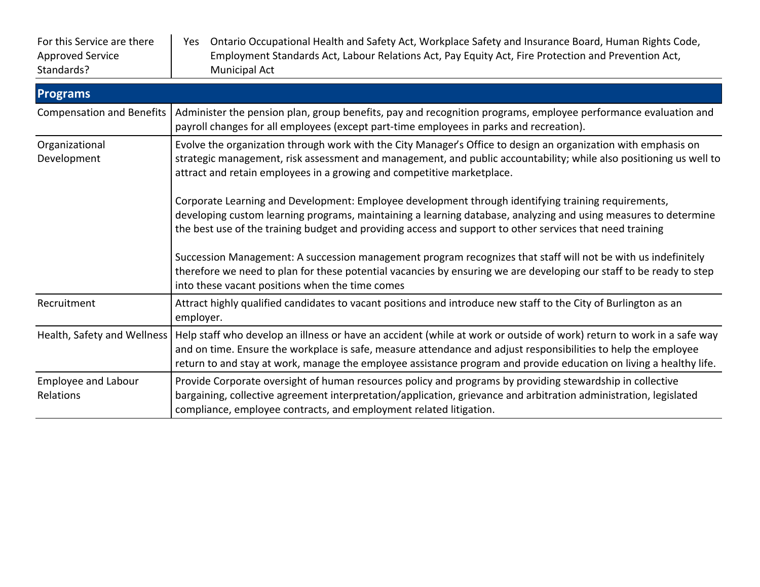| For this Service are there Approved Service Standards? | Yes Ontario Occupational Health and Safety Act, Workplace Safety and Insurance Board, Human Rights Code, Employment Standards Act, Labour Relations Act, Pay Equity Act, Fire Protection and Prevention Act, Municipal Act |
|---|---|

## Programs

| | |
|---|---|
| Compensation and Benefits | Administer the pension plan, group benefits, pay and recognition programs, employee performance evaluation and payroll changes for all employees (except part-time employees in parks and recreation). |
| Organizational Development | Evolve the organization through work with the City Manager's Office to design an organization with emphasis on strategic management, risk assessment and management, and public accountability; while also positioning us well to attract and retain employees in a growing and competitive marketplace.<br><br>Corporate Learning and Development: Employee development through identifying training requirements, developing custom learning programs, maintaining a learning database, analyzing and using measures to determine the best use of the training budget and providing access and support to other services that need training<br><br>Succession Management: A succession management program recognizes that staff will not be with us indefinitely therefore we need to plan for these potential vacancies by ensuring we are developing our staff to be ready to step into these vacant positions when the time comes |
| Recruitment | Attract highly qualified candidates to vacant positions and introduce new staff to the City of Burlington as an employer. |
| Health, Safety and Wellness | Help staff who develop an illness or have an accident (while at work or outside of work) return to work in a safe way and on time. Ensure the workplace is safe, measure attendance and adjust responsibilities to help the employee return to and stay at work, manage the employee assistance program and provide education on living a healthy life. |
| Employee and Labour Relations | Provide Corporate oversight of human resources policy and programs by providing stewardship in collective bargaining, collective agreement interpretation/application, grievance and arbitration administration, legislated compliance, employee contracts, and employment related litigation. |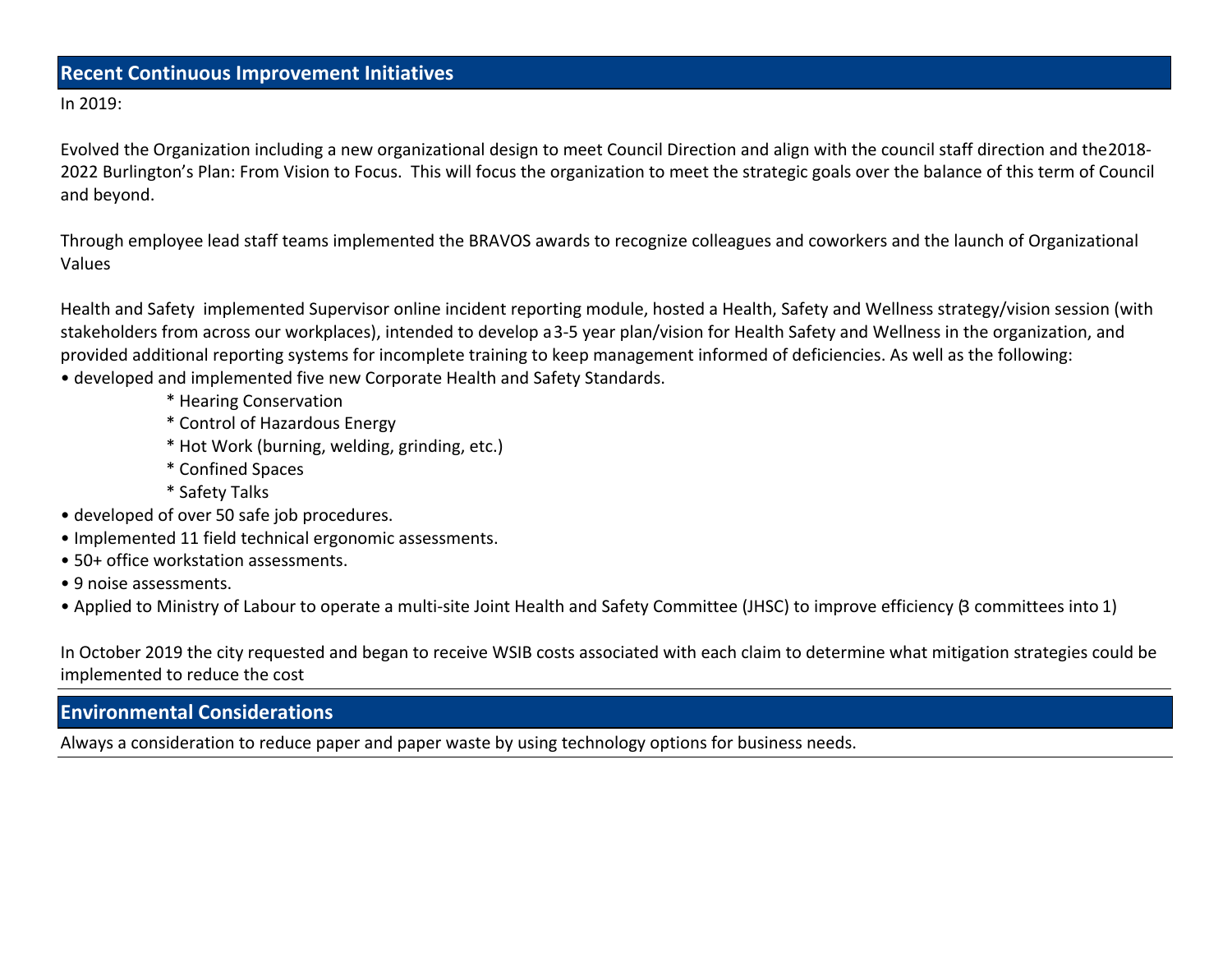## Recent Continuous Improvement Initiatives

In 2019:

Evolved the Organization including a new organizational design to meet Council Direction and align with the council staff direction and the2018-2022 Burlington's Plan: From Vision to Focus. This will focus the organization to meet the strategic goals over the balance of this term of Council and beyond.

Through employee lead staff teams implemented the BRAVOS awards to recognize colleagues and coworkers and the launch of Organizational Values

Health and Safety implemented Supervisor online incident reporting module, hosted a Health, Safety and Wellness strategy/vision session (with stakeholders from across our workplaces), intended to develop a3-5 year plan/vision for Health Safety and Wellness in the organization, and provided additional reporting systems for incomplete training to keep management informed of deficiencies. As well as the following:

- developed and implemented five new Corporate Health and Safety Standards.
    - Hearing Conservation
    - Control of Hazardous Energy
    - Hot Work (burning, welding, grinding, etc.)
    - Confined Spaces
    - Safety Talks
- developed of over 50 safe job procedures.
- Implemented 11 field technical ergonomic assessments.
- 50+ office workstation assessments.
- 9 noise assessments.
- Applied to Ministry of Labour to operate a multi-site Joint Health and Safety Committee (JHSC) to improve efficiency (3 committees into 1)

In October 2019 the city requested and began to receive WSIB costs associated with each claim to determine what mitigation strategies could be implemented to reduce the cost

## Environmental Considerations

Always a consideration to reduce paper and paper waste by using technology options for business needs.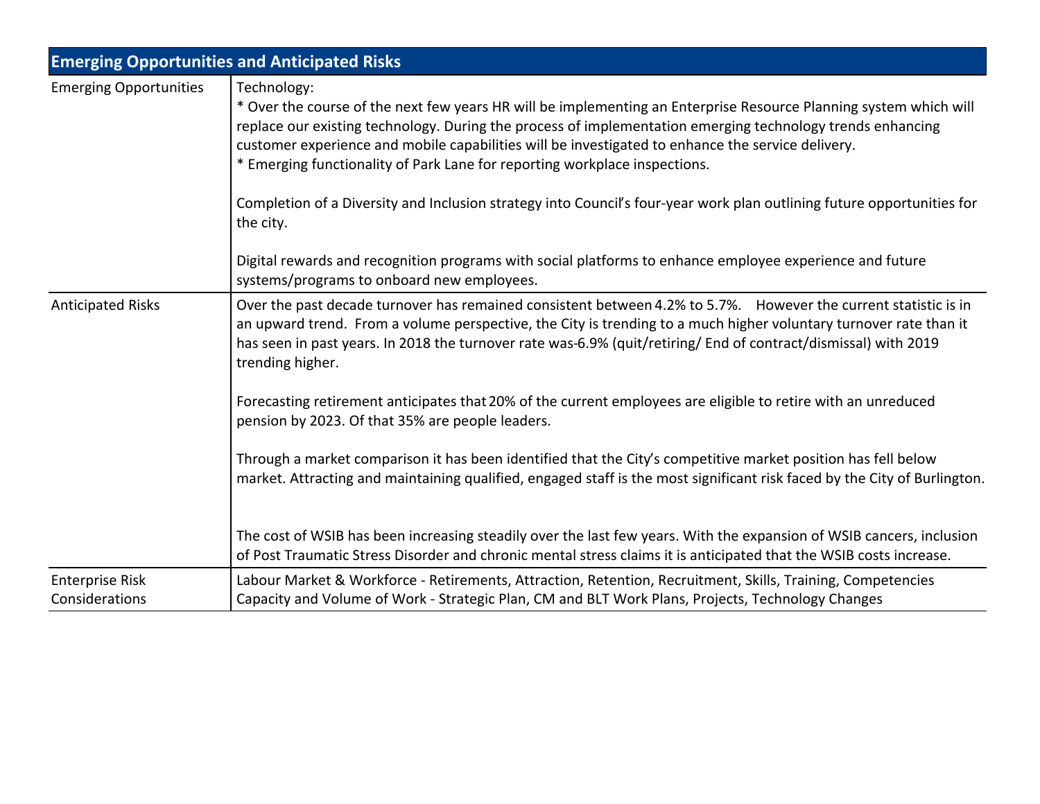| Emerging Opportunities and Anticipated Risks | |
|---|---|
| Emerging Opportunities | Technology:<br>* Over the course of the next few years HR will be implementing an Enterprise Resource Planning system which will replace our existing technology. During the process of implementation emerging technology trends enhancing customer experience and mobile capabilities will be investigated to enhance the service delivery.<br>* Emerging functionality of Park Lane for reporting workplace inspections.<br><br>Completion of a Diversity and Inclusion strategy into Council's four-year work plan outlining future opportunities for the city.<br><br>Digital rewards and recognition programs with social platforms to enhance employee experience and future systems/programs to onboard new employees. |
| Anticipated Risks | Over the past decade turnover has remained consistent between 4.2% to 5.7%. However the current statistic is in an upward trend. From a volume perspective, the City is trending to a much higher voluntary turnover rate than it has seen in past years. In 2018 the turnover rate was-6.9% (quit/retiring/ End of contract/dismissal) with 2019 trending higher.<br><br>Forecasting retirement anticipates that 20% of the current employees are eligible to retire with an unreduced pension by 2023. Of that 35% are people leaders.<br><br>Through a market comparison it has been identified that the City's competitive market position has fell below market. Attracting and maintaining qualified, engaged staff is the most significant risk faced by the City of Burlington.<br><br>The cost of WSIB has been increasing steadily over the last few years. With the expansion of WSIB cancers, inclusion of Post Traumatic Stress Disorder and chronic mental stress claims it is anticipated that the WSIB costs increase. |
| Enterprise Risk Considerations | Labour Market & Workforce - Retirements, Attraction, Retention, Recruitment, Skills, Training, Competencies<br>Capacity and Volume of Work - Strategic Plan, CM and BLT Work Plans, Projects, Technology Changes |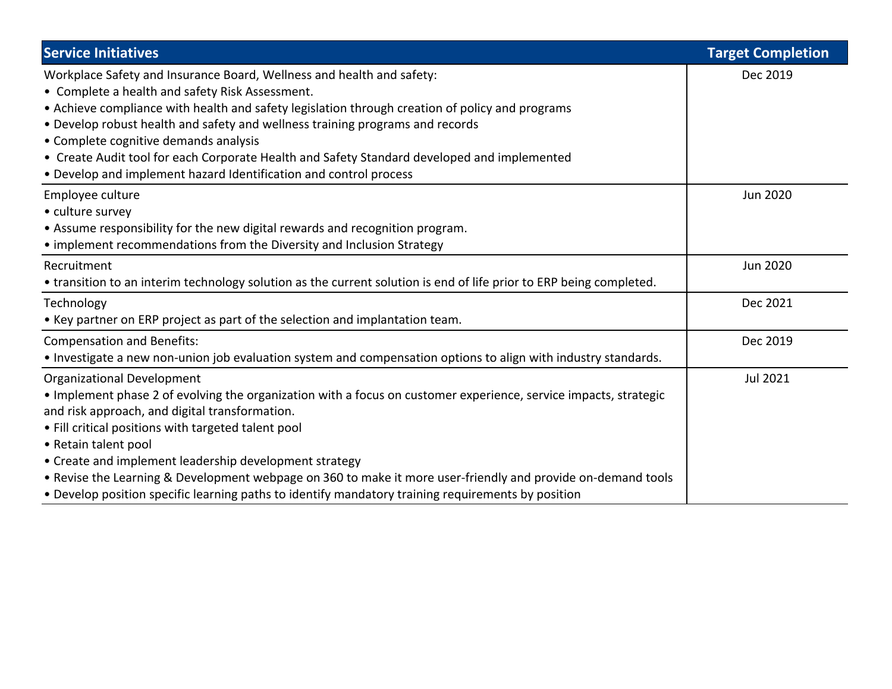| Service Initiatives | Target Completion |
| --- | --- |
| Workplace Safety and Insurance Board, Wellness and health and safety:<br>• Complete a health and safety Risk Assessment.<br>• Achieve compliance with health and safety legislation through creation of policy and programs<br>• Develop robust health and safety and wellness training programs and records<br>• Complete cognitive demands analysis<br>• Create Audit tool for each Corporate Health and Safety Standard developed and implemented<br>• Develop and implement hazard Identification and control process | Dec 2019 |
| Employee culture<br>• culture survey<br>• Assume responsibility for the new digital rewards and recognition program.<br>• implement recommendations from the Diversity and Inclusion Strategy | Jun 2020 |
| Recruitment<br>• transition to an interim technology solution as the current solution is end of life prior to ERP being completed. | Jun 2020 |
| Technology<br>• Key partner on ERP project as part of the selection and implantation team. | Dec 2021 |
| Compensation and Benefits:<br>• Investigate a new non-union job evaluation system and compensation options to align with industry standards. | Dec 2019 |
| Organizational Development<br>• Implement phase 2 of evolving the organization with a focus on customer experience, service impacts, strategic and risk approach, and digital transformation.<br>• Fill critical positions with targeted talent pool<br>• Retain talent pool<br>• Create and implement leadership development strategy<br>• Revise the Learning & Development webpage on 360 to make it more user-friendly and provide on-demand tools<br>• Develop position specific learning paths to identify mandatory training requirements by position | Jul 2021 |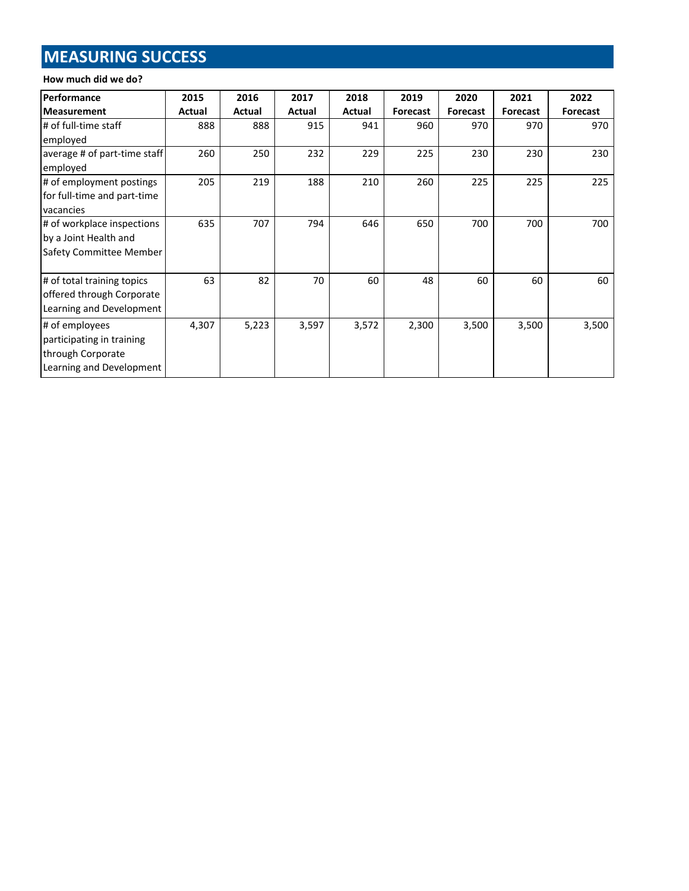# MEASURING SUCCESS

**How much did we do?**

| Performance Measurement | 2015 Actual | 2016 Actual | 2017 Actual | 2018 Actual | 2019 Forecast | 2020 Forecast | 2021 Forecast | 2022 Forecast |
|---|---|---|---|---|---|---|---|---|
| # of full-time staff employed | 888 | 888 | 915 | 941 | 960 | 970 | 970 | 970 |
| average # of part-time staff employed | 260 | 250 | 232 | 229 | 225 | 230 | 230 | 230 |
| # of employment postings for full-time and part-time vacancies | 205 | 219 | 188 | 210 | 260 | 225 | 225 | 225 |
| # of workplace inspections by a Joint Health and Safety Committee Member | 635 | 707 | 794 | 646 | 650 | 700 | 700 | 700 |
| # of total training topics offered through Corporate Learning and Development | 63 | 82 | 70 | 60 | 48 | 60 | 60 | 60 |
| # of employees participating in training through Corporate Learning and Development | 4,307 | 5,223 | 3,597 | 3,572 | 2,300 | 3,500 | 3,500 | 3,500 |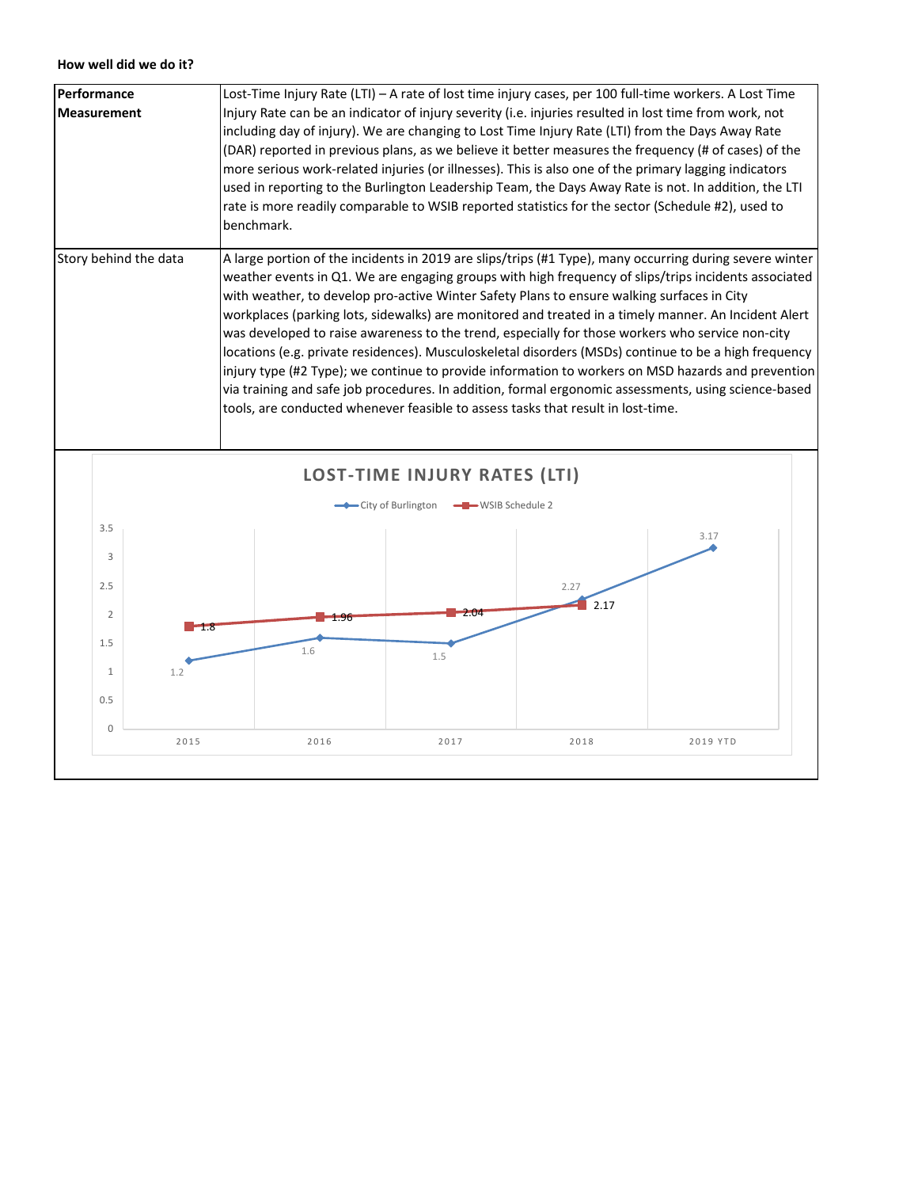**How well did we do it?**

| | |
|---|---|
| **Performance Measurement** | Lost-Time Injury Rate (LTI) – A rate of lost time injury cases, per 100 full-time workers. A Lost Time Injury Rate can be an indicator of injury severity (i.e. injuries resulted in lost time from work, not including day of injury). We are changing to Lost Time Injury Rate (LTI) from the Days Away Rate (DAR) reported in previous plans, as we believe it better measures the frequency (# of cases) of the more serious work-related injuries (or illnesses). This is also one of the primary lagging indicators used in reporting to the Burlington Leadership Team, the Days Away Rate is not. In addition, the LTI rate is more readily comparable to WSIB reported statistics for the sector (Schedule #2), used to benchmark. |
| Story behind the data | A large portion of the incidents in 2019 are slips/trips (#1 Type), many occurring during severe winter weather events in Q1. We are engaging groups with high frequency of slips/trips incidents associated with weather, to develop pro-active Winter Safety Plans to ensure walking surfaces in City workplaces (parking lots, sidewalks) are monitored and treated in a timely manner. An Incident Alert was developed to raise awareness to the trend, especially for those workers who service non-city locations (e.g. private residences). Musculoskeletal disorders (MSDs) continue to be a high frequency injury type (#2 Type); we continue to provide information to workers on MSD hazards and prevention via training and safe job procedures. In addition, formal ergonomic assessments, using science-based tools, are conducted whenever feasible to assess tasks that result in lost-time. |

**LOST-TIME INJURY RATES (LTI)**

| | 2015 | 2016 | 2017 | 2018 | 2019 YTD |
|---|---|---|---|---|---|
| City of Burlington | 1.2 | 1.6 | 1.5 | 2.27 | 3.17 |
| WSIB Schedule 2 | 1.8 | 1.96 | 2.04 | 2.17 | |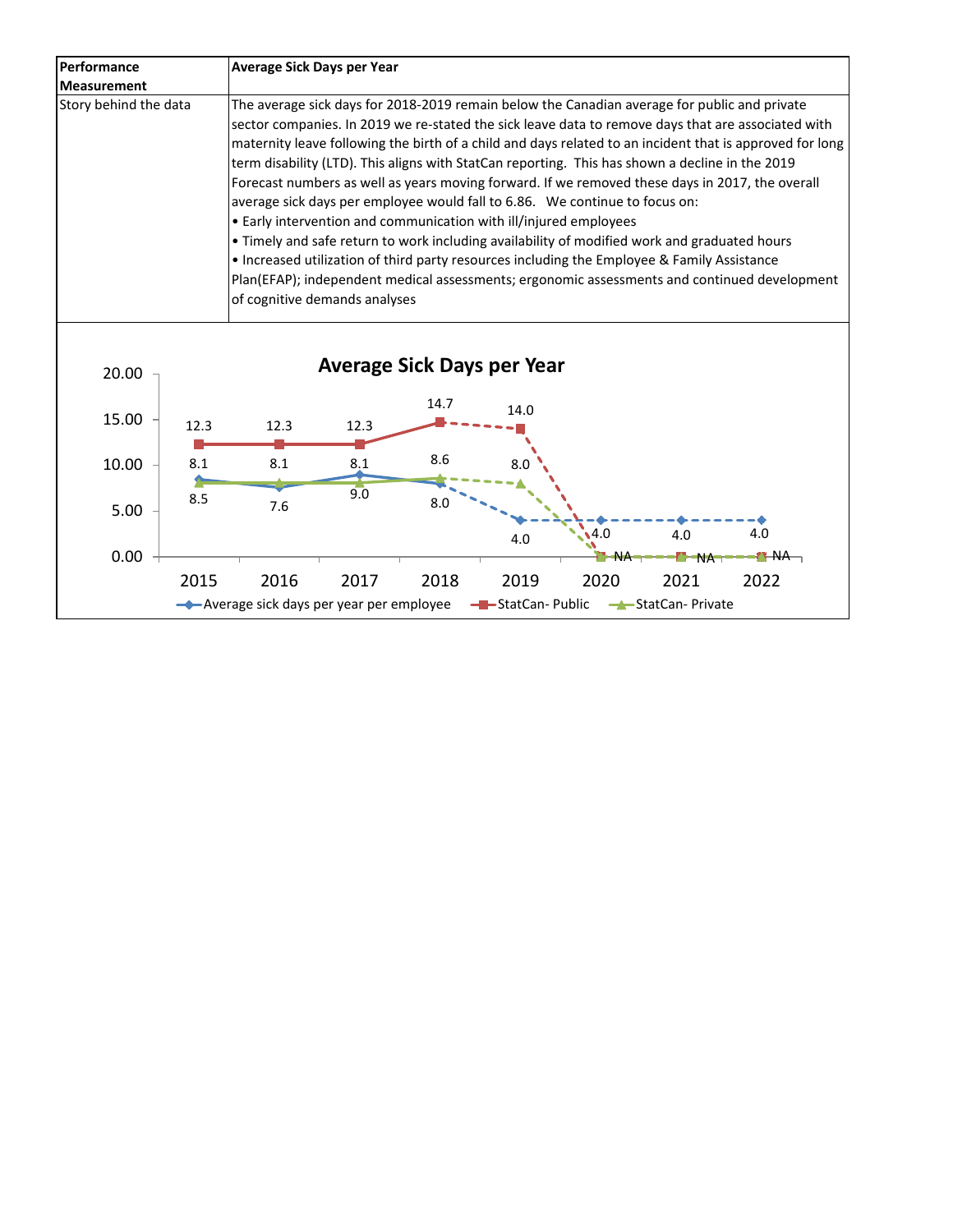| Performance Measurement | Average Sick Days per Year |
|---|---|
| Story behind the data | The average sick days for 2018-2019 remain below the Canadian average for public and private sector companies. In 2019 we re-stated the sick leave data to remove days that are associated with maternity leave following the birth of a child and days related to an incident that is approved for long term disability (LTD). This aligns with StatCan reporting. This has shown a decline in the 2019 Forecast numbers as well as years moving forward. If we removed these days in 2017, the overall average sick days per employee would fall to 6.86. We continue to focus on:<br>• Early intervention and communication with ill/injured employees<br>• Timely and safe return to work including availability of modified work and graduated hours<br>• Increased utilization of third party resources including the Employee & Family Assistance Plan(EFAP); independent medical assessments; ergonomic assessments and continued development of cognitive demands analyses |

**Average Sick Days per Year**

| Year | Average sick days per year per employee | StatCan- Public | StatCan- Private |
|---|---|---|---|
| 2015 | 8.5 | 12.3 | 8.1 |
| 2016 | 7.6 | 12.3 | 8.1 |
| 2017 | 9.0 | 12.3 | 8.1 |
| 2018 | 8.0 | 14.7 | 8.6 |
| 2019 | 4.0 | 14.0 | 8.0 |
| 2020 | 4.0 | NA | NA |
| 2021 | 4.0 | NA | NA |
| 2022 | 4.0 | NA | NA |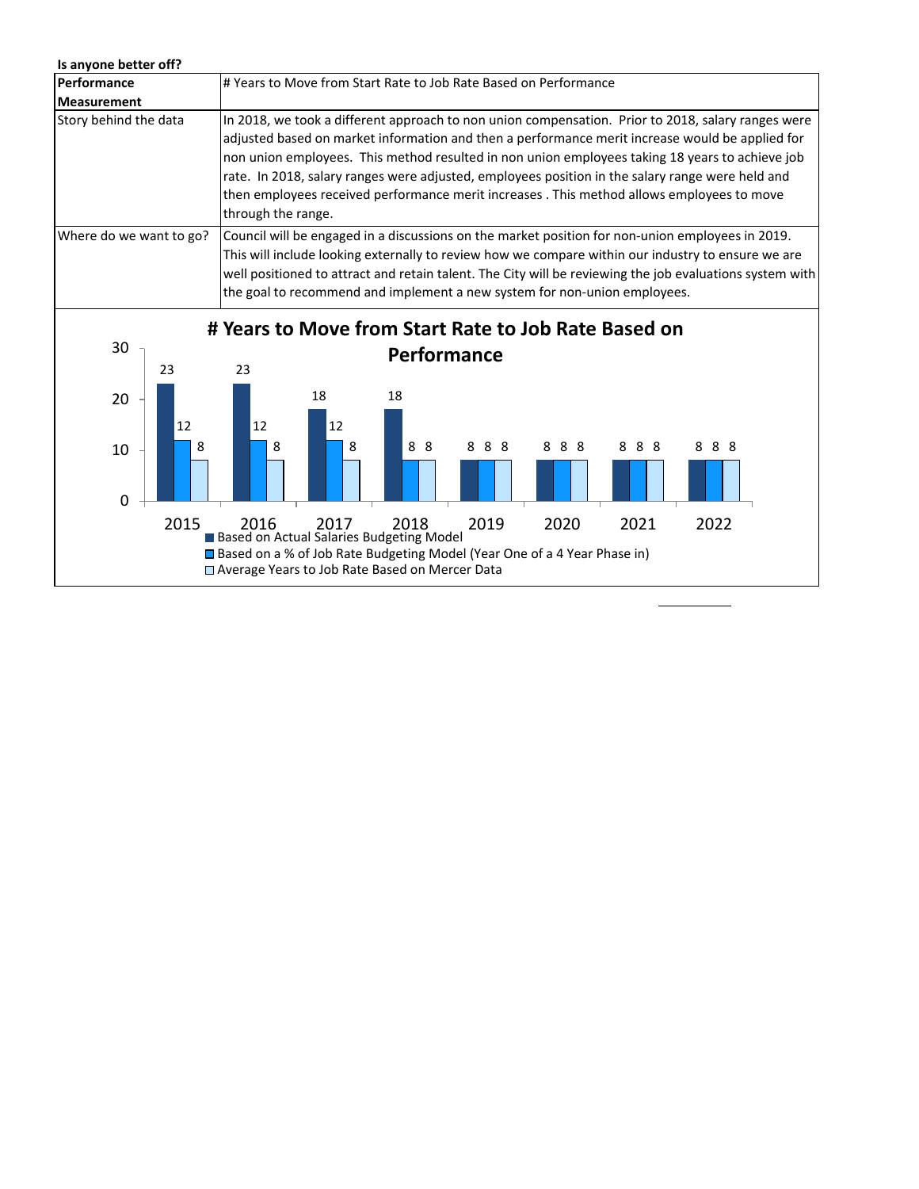**Is anyone better off?**

| | |
|---|---|
| **Performance Measurement** | # Years to Move from Start Rate to Job Rate Based on Performance |
| Story behind the data | In 2018, we took a different approach to non union compensation. Prior to 2018, salary ranges were adjusted based on market information and then a performance merit increase would be applied for non union employees. This method resulted in non union employees taking 18 years to achieve job rate. In 2018, salary ranges were adjusted, employees position in the salary range were held and then employees received performance merit increases . This method allows employees to move through the range. |
| Where do we want to go? | Council will be engaged in a discussions on the market position for non-union employees in 2019. This will include looking externally to review how we compare within our industry to ensure we are well positioned to attract and retain talent. The City will be reviewing the job evaluations system with the goal to recommend and implement a new system for non-union employees. |

**# Years to Move from Start Rate to Job Rate Based on Performance**

0
10
20
30

2015: 23, 12, 8
2016: 23, 12, 8
2017: 18, 12, 8
2018: 18, 8, 8
2019: 8, 8, 8
2020: 8, 8, 8
2021: 8, 8, 8
2022: 8, 8, 8

Based on Actual Salaries Budgeting Model
Based on a % of Job Rate Budgeting Model (Year One of a 4 Year Phase in)
Average Years to Job Rate Based on Mercer Data